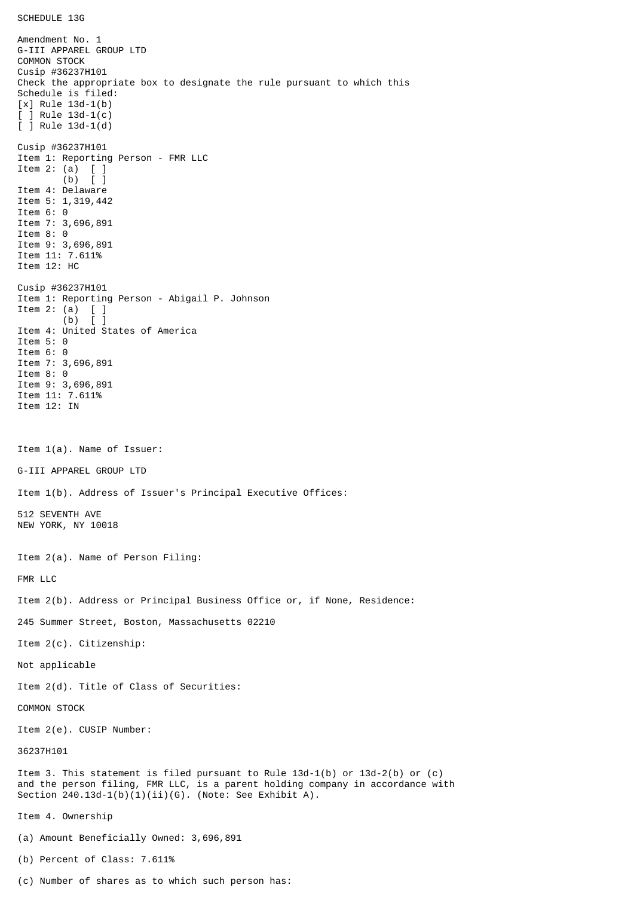SCHEDULE 13G

Amendment No. 1
G-III APPAREL GROUP LTD
COMMON STOCK
Cusip #36237H101
Check the appropriate box to designate the rule pursuant to which this Schedule is filed:
[x] Rule 13d-1(b)
[ ] Rule 13d-1(c)
[ ] Rule 13d-1(d)

Cusip #36237H101
Item 1: Reporting Person - FMR LLC
Item 2: (a) [ ]
(b) [ ]
Item 4: Delaware
Item 5: 1,319,442
Item 6: 0
Item 7: 3,696,891
Item 8: 0
Item 9: 3,696,891
Item 11: 7.611%
Item 12: HC

Cusip #36237H101
Item 1: Reporting Person - Abigail P. Johnson
Item 2: (a) [ ]
(b) [ ]
Item 4: United States of America
Item 5: 0
Item 6: 0
Item 7: 3,696,891
Item 8: 0
Item 9: 3,696,891
Item 11: 7.611%
Item 12: IN

Item 1(a). Name of Issuer:

G-III APPAREL GROUP LTD

Item 1(b). Address of Issuer's Principal Executive Offices:

512 SEVENTH AVE
NEW YORK, NY 10018

Item 2(a). Name of Person Filing:

FMR LLC

Item 2(b). Address or Principal Business Office or, if None, Residence:

245 Summer Street, Boston, Massachusetts 02210

Item 2(c). Citizenship:

Not applicable

Item 2(d). Title of Class of Securities:

COMMON STOCK

Item 2(e). CUSIP Number:

36237H101

Item 3. This statement is filed pursuant to Rule 13d-1(b) or 13d-2(b) or (c) and the person filing, FMR LLC, is a parent holding company in accordance with Section 240.13d-1(b)(1)(ii)(G). (Note: See Exhibit A).

Item 4. Ownership

(a) Amount Beneficially Owned: 3,696,891

(b) Percent of Class: 7.611%

(c) Number of shares as to which such person has: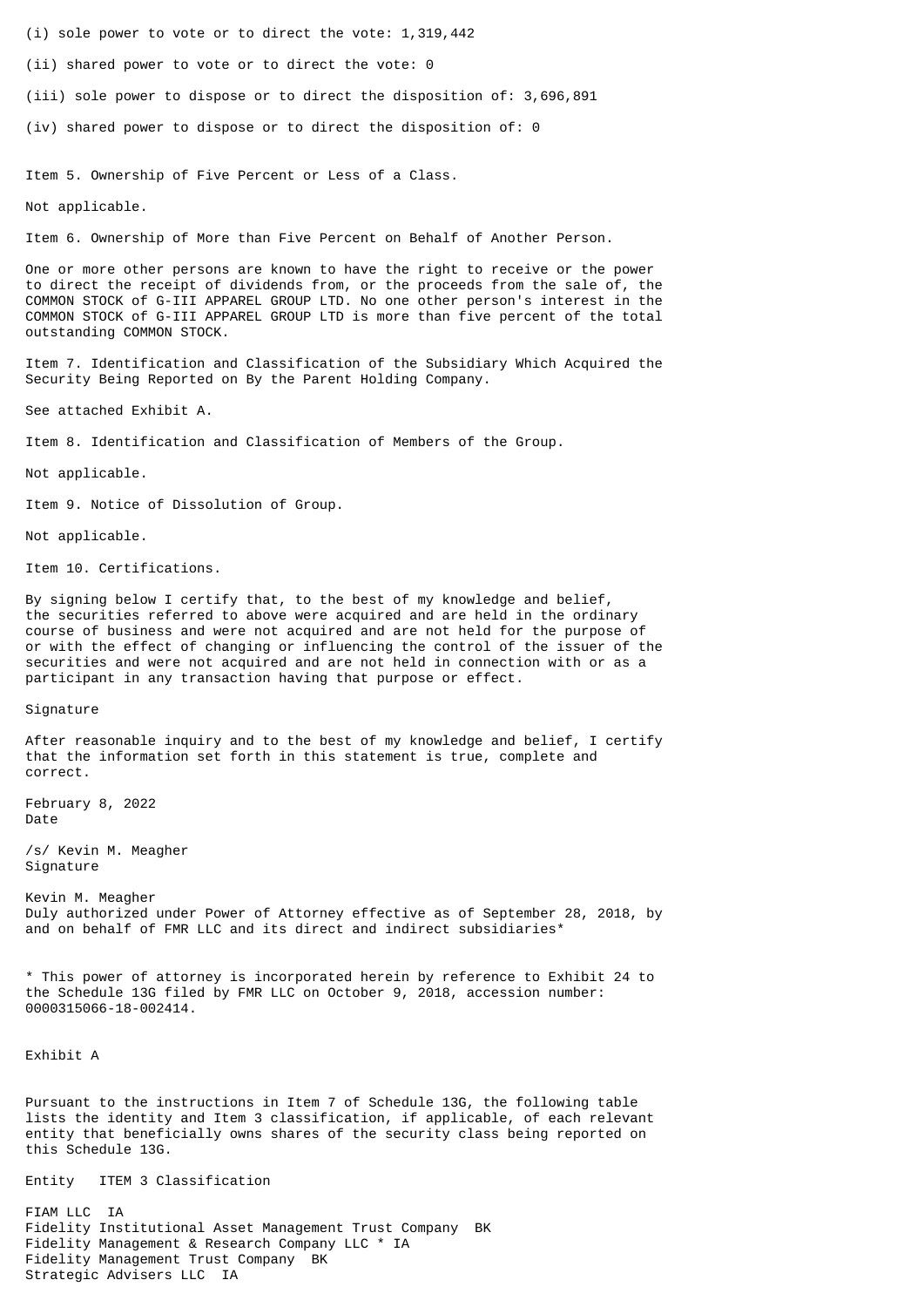(i) sole power to vote or to direct the vote: 1,319,442

(ii) shared power to vote or to direct the vote: 0

(iii) sole power to dispose or to direct the disposition of: 3,696,891

(iv) shared power to dispose or to direct the disposition of: 0

Item 5. Ownership of Five Percent or Less of a Class.

Not applicable.

Item 6. Ownership of More than Five Percent on Behalf of Another Person.

One or more other persons are known to have the right to receive or the power to direct the receipt of dividends from, or the proceeds from the sale of, the COMMON STOCK of G-III APPAREL GROUP LTD. No one other person's interest in the COMMON STOCK of G-III APPAREL GROUP LTD is more than five percent of the total outstanding COMMON STOCK.

Item 7. Identification and Classification of the Subsidiary Which Acquired the Security Being Reported on By the Parent Holding Company.

See attached Exhibit A.

Item 8. Identification and Classification of Members of the Group.

Not applicable.

Item 9. Notice of Dissolution of Group.

Not applicable.

Item 10. Certifications.

By signing below I certify that, to the best of my knowledge and belief, the securities referred to above were acquired and are held in the ordinary course of business and were not acquired and are not held for the purpose of or with the effect of changing or influencing the control of the issuer of the securities and were not acquired and are not held in connection with or as a participant in any transaction having that purpose or effect.

Signature

After reasonable inquiry and to the best of my knowledge and belief, I certify that the information set forth in this statement is true, complete and correct.

February 8, 2022
Date

/s/ Kevin M. Meagher
Signature

Kevin M. Meagher
Duly authorized under Power of Attorney effective as of September 28, 2018, by and on behalf of FMR LLC and its direct and indirect subsidiaries*

* This power of attorney is incorporated herein by reference to Exhibit 24 to the Schedule 13G filed by FMR LLC on October 9, 2018, accession number: 0000315066-18-002414.

Exhibit A

Pursuant to the instructions in Item 7 of Schedule 13G, the following table lists the identity and Item 3 classification, if applicable, of each relevant entity that beneficially owns shares of the security class being reported on this Schedule 13G.

| Entity | ITEM 3 Classification |
|---|---|
| FIAM LLC | IA |
| Fidelity Institutional Asset Management Trust Company | BK |
| Fidelity Management & Research Company LLC * | IA |
| Fidelity Management Trust Company | BK |
| Strategic Advisers LLC | IA |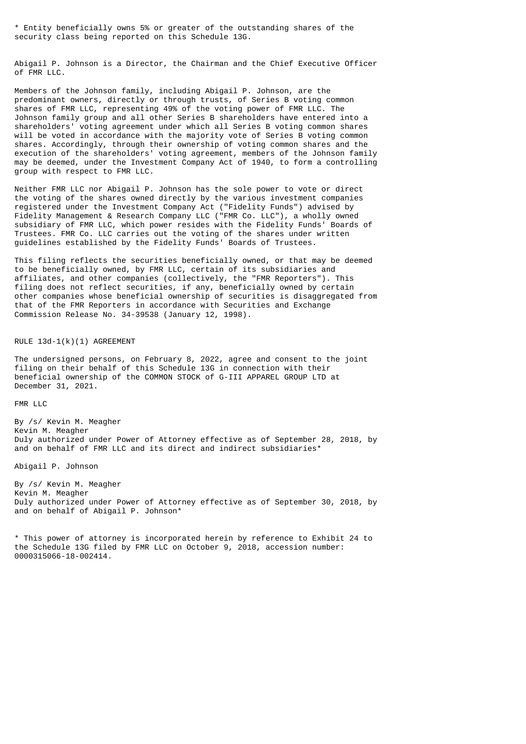* Entity beneficially owns 5% or greater of the outstanding shares of the security class being reported on this Schedule 13G.

Abigail P. Johnson is a Director, the Chairman and the Chief Executive Officer of FMR LLC.

Members of the Johnson family, including Abigail P. Johnson, are the predominant owners, directly or through trusts, of Series B voting common shares of FMR LLC, representing 49% of the voting power of FMR LLC. The Johnson family group and all other Series B shareholders have entered into a shareholders' voting agreement under which all Series B voting common shares will be voted in accordance with the majority vote of Series B voting common shares. Accordingly, through their ownership of voting common shares and the execution of the shareholders' voting agreement, members of the Johnson family may be deemed, under the Investment Company Act of 1940, to form a controlling group with respect to FMR LLC.

Neither FMR LLC nor Abigail P. Johnson has the sole power to vote or direct the voting of the shares owned directly by the various investment companies registered under the Investment Company Act ("Fidelity Funds") advised by Fidelity Management & Research Company LLC ("FMR Co. LLC"), a wholly owned subsidiary of FMR LLC, which power resides with the Fidelity Funds' Boards of Trustees. FMR Co. LLC carries out the voting of the shares under written guidelines established by the Fidelity Funds' Boards of Trustees.

This filing reflects the securities beneficially owned, or that may be deemed to be beneficially owned, by FMR LLC, certain of its subsidiaries and affiliates, and other companies (collectively, the "FMR Reporters"). This filing does not reflect securities, if any, beneficially owned by certain other companies whose beneficial ownership of securities is disaggregated from that of the FMR Reporters in accordance with Securities and Exchange Commission Release No. 34-39538 (January 12, 1998).

RULE 13d-1(k)(1) AGREEMENT

The undersigned persons, on February 8, 2022, agree and consent to the joint filing on their behalf of this Schedule 13G in connection with their beneficial ownership of the COMMON STOCK of G-III APPAREL GROUP LTD at December 31, 2021.

FMR LLC

By /s/ Kevin M. Meagher
Kevin M. Meagher
Duly authorized under Power of Attorney effective as of September 28, 2018, by and on behalf of FMR LLC and its direct and indirect subsidiaries*

Abigail P. Johnson

By /s/ Kevin M. Meagher
Kevin M. Meagher
Duly authorized under Power of Attorney effective as of September 30, 2018, by and on behalf of Abigail P. Johnson*

* This power of attorney is incorporated herein by reference to Exhibit 24 to the Schedule 13G filed by FMR LLC on October 9, 2018, accession number: 0000315066-18-002414.